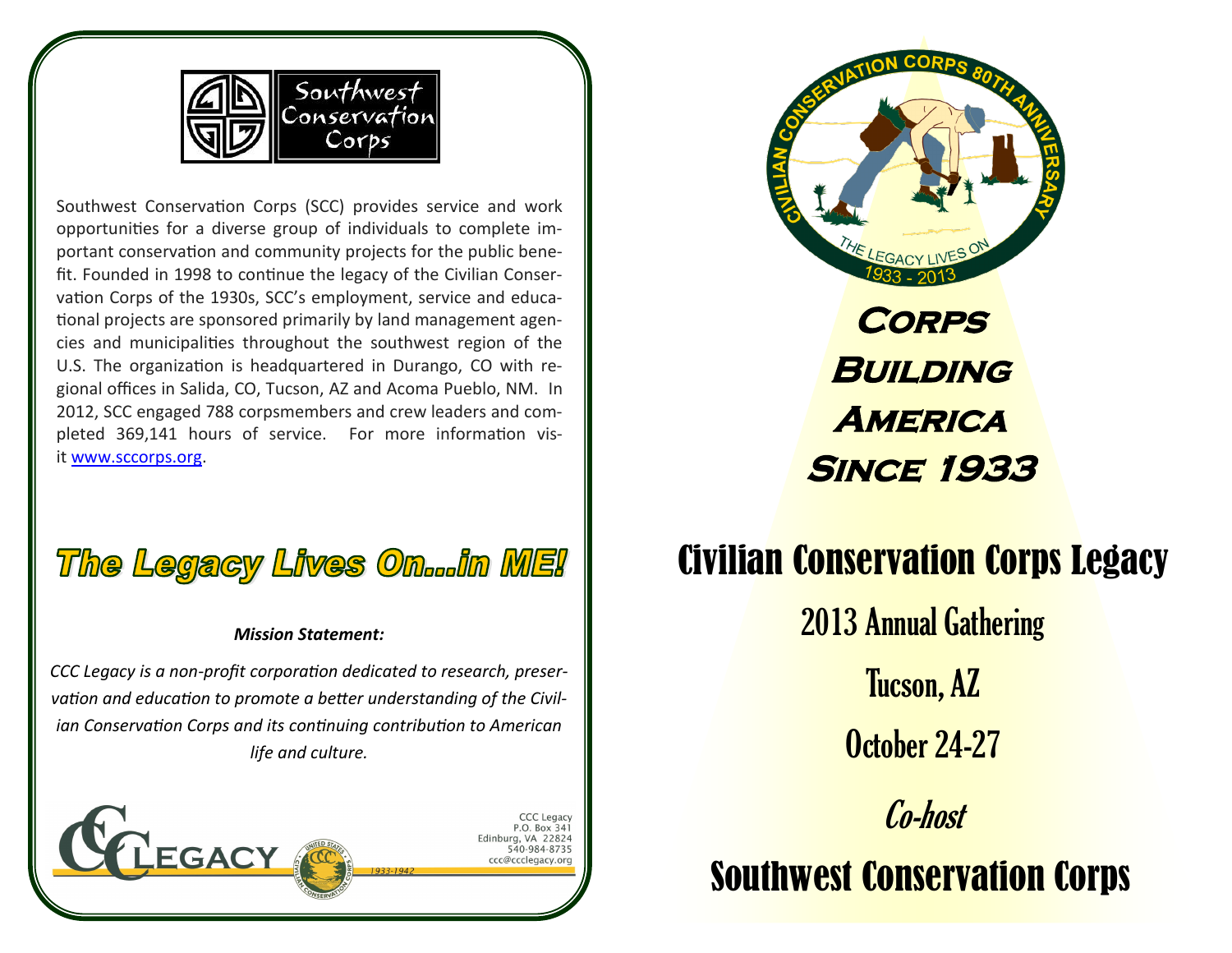Southwest Conservation Corps

Southwest Conservation Corps (SCC) provides service and work opportunities for a diverse group of individuals to complete important conservation and community projects for the public benefit. Founded in 1998 to continue the legacy of the Civilian Conservation Corps of the 1930s, SCC's employment, service and educational projects are sponsored primarily by land management agencies and municipalities throughout the southwest region of the U.S. The organization is headquartered in Durango, CO with regional offices in Salida, CO, Tucson, AZ and Acoma Pueblo, NM. In 2012, SCC engaged 788 corpsmembers and crew leaders and completed 369,141 hours of service. For more information visit [www.sccorps.org](http://www.sccorps.org).

## The Legacy Lives On...in ME!

***Mission Statement:***

*CCC Legacy is a non-profit corporation dedicated to research, preservation and education to promote a better understanding of the Civilian Conservation Corps and its continuing contribution to American life and culture.*

CCC Legacy
1933-1942

CCC Legacy
P.O. Box 341
Edinburg, VA 22824
540-984-8735
ccc@ccclegacy.org

Civilian Conservation Corps 80th Anniversary
The Legacy Lives On
1933 - 2013

# Corps Building America Since 1933

# Civilian Conservation Corps Legacy

## 2013 Annual Gathering

## Tucson, AZ

## October 24-27

*Co-host*

## Southwest Conservation Corps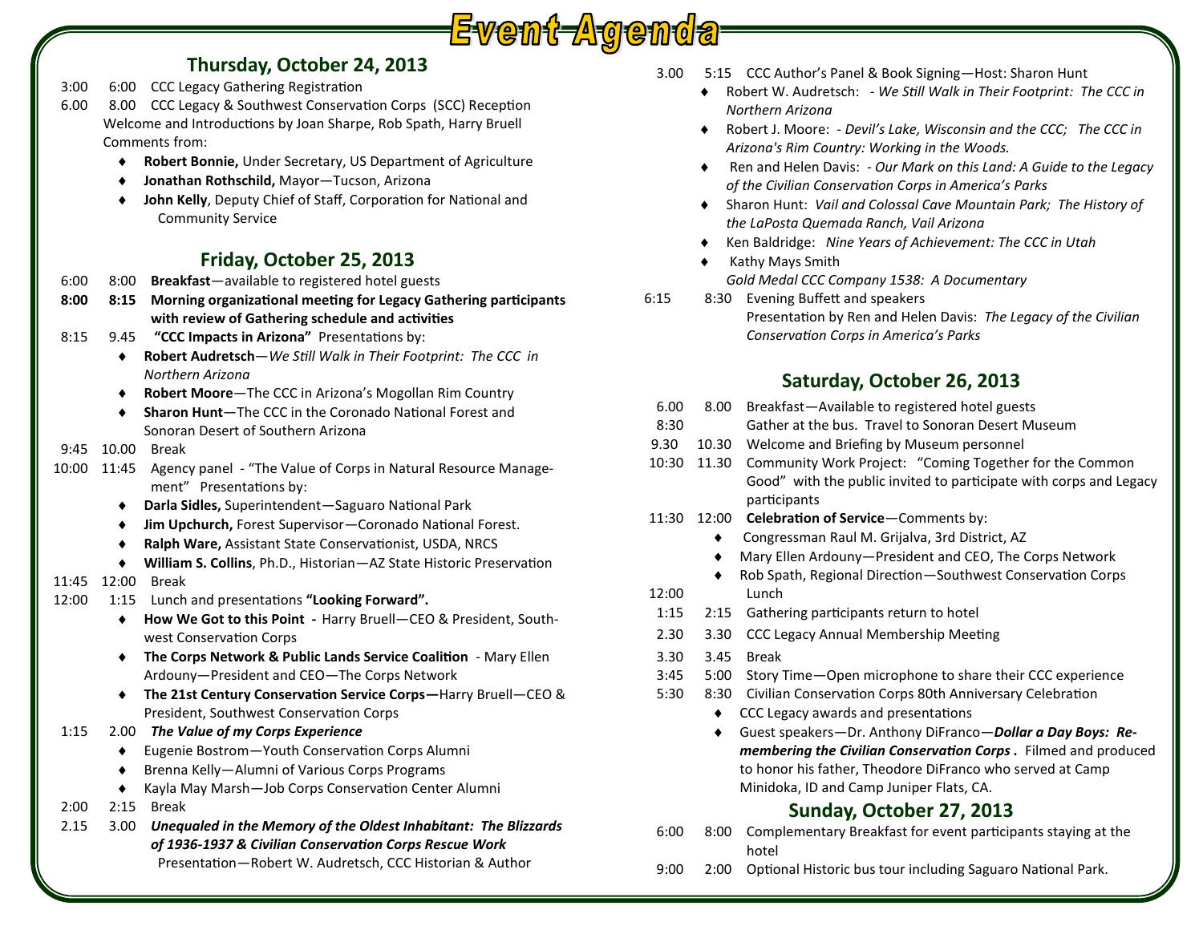# Event Agenda

## Thursday, October 24, 2013

3:00 6:00 CCC Legacy Gathering Registration

6.00 8.00 CCC Legacy & Southwest Conservation Corps (SCC) Reception
Welcome and Introductions by Joan Sharpe, Rob Spath, Harry Bruell
Comments from:

- **Robert Bonnie,** Under Secretary, US Department of Agriculture
- **Jonathan Rothschild,** Mayor—Tucson, Arizona
- **John Kelly**, Deputy Chief of Staff, Corporation for National and Community Service

## Friday, October 25, 2013

6:00 8:00 **Breakfast**—available to registered hotel guests

**8:00 8:15 Morning organizational meeting for Legacy Gathering participants with review of Gathering schedule and activities**

8:15 9.45 **"CCC Impacts in Arizona"** Presentations by:

- **Robert Audretsch**—*We Still Walk in Their Footprint: The CCC in Northern Arizona*
- **Robert Moore**—The CCC in Arizona's Mogollan Rim Country
- **Sharon Hunt**—The CCC in the Coronado National Forest and Sonoran Desert of Southern Arizona

9:45 10.00 Break

10:00 11:45 Agency panel - "The Value of Corps in Natural Resource Management" Presentations by:

- **Darla Sidles,** Superintendent—Saguaro National Park
- **Jim Upchurch,** Forest Supervisor—Coronado National Forest.
- **Ralph Ware,** Assistant State Conservationist, USDA, NRCS
- **William S. Collins**, Ph.D., Historian—AZ State Historic Preservation

11:45 12:00 Break

12:00 1:15 Lunch and presentations **"Looking Forward".**

- **How We Got to this Point -** Harry Bruell—CEO & President, Southwest Conservation Corps
- **The Corps Network & Public Lands Service Coalition** - Mary Ellen Ardouny—President and CEO—The Corps Network
- **The 21st Century Conservation Service Corps—**Harry Bruell—CEO & President, Southwest Conservation Corps

1:15 2.00 ***The Value of my Corps Experience***

- Eugenie Bostrom—Youth Conservation Corps Alumni
- Brenna Kelly—Alumni of Various Corps Programs
- Kayla May Marsh—Job Corps Conservation Center Alumni

2:00 2:15 Break

2.15 3.00 ***Unequaled in the Memory of the Oldest Inhabitant: The Blizzards of 1936-1937 & Civilian Conservation Corps Rescue Work***
Presentation—Robert W. Audretsch, CCC Historian & Author

3.00 5:15 CCC Author's Panel & Book Signing—Host: Sharon Hunt

- Robert W. Audretsch: *- We Still Walk in Their Footprint: The CCC in Northern Arizona*
- Robert J. Moore: *- Devil's Lake, Wisconsin and the CCC; The CCC in Arizona's Rim Country: Working in the Woods.*
- Ren and Helen Davis: *- Our Mark on this Land: A Guide to the Legacy of the Civilian Conservation Corps in America's Parks*
- Sharon Hunt: *Vail and Colossal Cave Mountain Park; The History of the LaPosta Quemada Ranch, Vail Arizona*
- Ken Baldridge: *Nine Years of Achievement: The CCC in Utah*
- Kathy Mays Smith
*Gold Medal CCC Company 1538: A Documentary*

6:15 8:30 Evening Buffett and speakers
Presentation by Ren and Helen Davis: *The Legacy of the Civilian Conservation Corps in America's Parks*

## Saturday, October 26, 2013

6.00 8.00 Breakfast—Available to registered hotel guests

8:30 Gather at the bus. Travel to Sonoran Desert Museum

9.30 10.30 Welcome and Briefing by Museum personnel

10:30 11.30 Community Work Project: "Coming Together for the Common Good" with the public invited to participate with corps and Legacy participants

11:30 12:00 **Celebration of Service**—Comments by:

- Congressman Raul M. Grijalva, 3rd District, AZ
- Mary Ellen Ardouny—President and CEO, The Corps Network
- Rob Spath, Regional Direction—Southwest Conservation Corps

12:00 Lunch

1:15 2:15 Gathering participants return to hotel

2.30 3.30 CCC Legacy Annual Membership Meeting

3.30 3.45 Break

3:45 5:00 Story Time—Open microphone to share their CCC experience

5:30 8:30 Civilian Conservation Corps 80th Anniversary Celebration

- CCC Legacy awards and presentations
- Guest speakers—Dr. Anthony DiFranco—***Dollar a Day Boys: Remembering the Civilian Conservation Corps .*** Filmed and produced to honor his father, Theodore DiFranco who served at Camp Minidoka, ID and Camp Juniper Flats, CA.

## Sunday, October 27, 2013

6:00 8:00 Complementary Breakfast for event participants staying at the hotel

9:00 2:00 Optional Historic bus tour including Saguaro National Park.